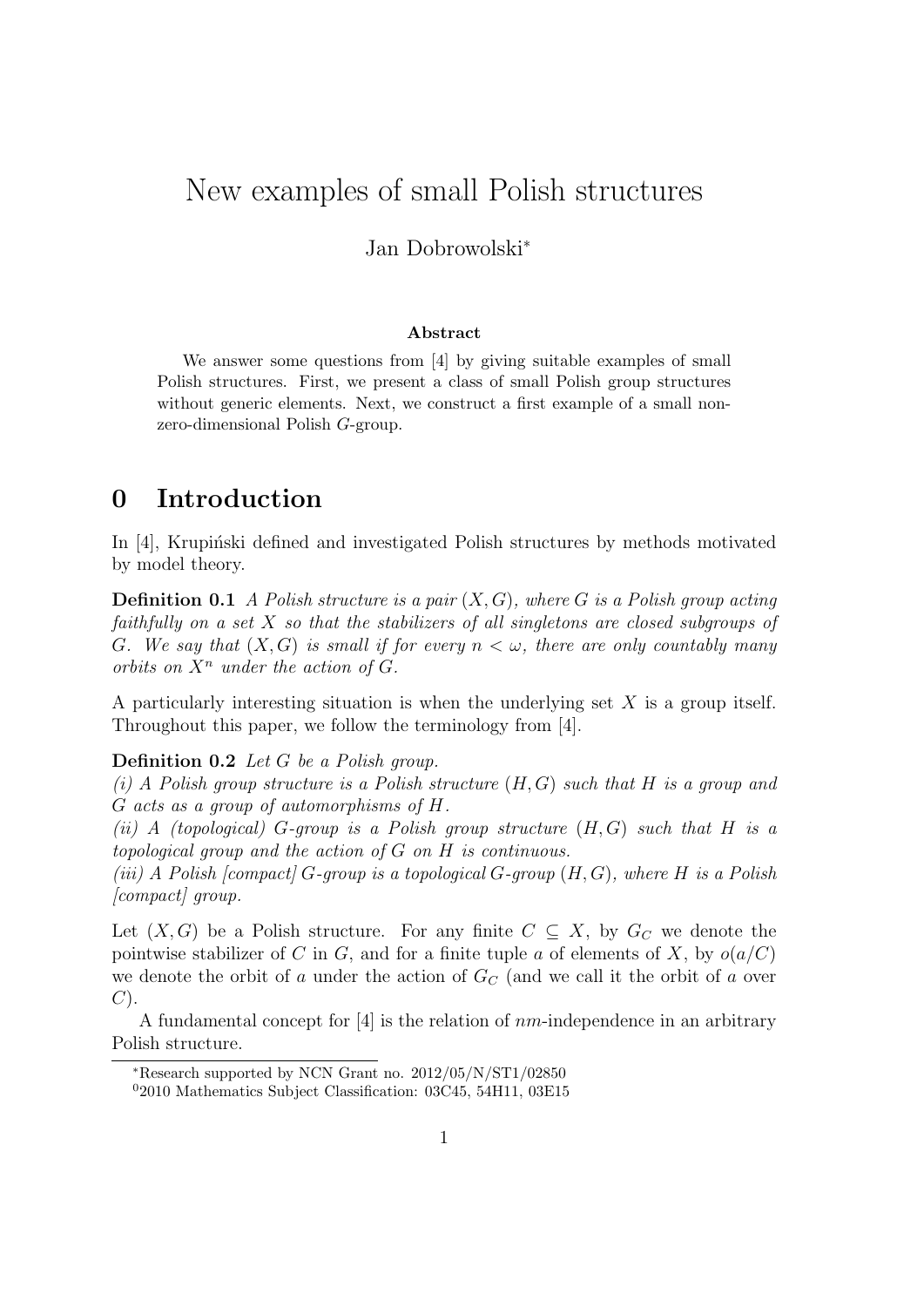# New examples of small Polish structures

Jan Dobrowolski*

**Abstract**

We answer some questions from [4] by giving suitable examples of small Polish structures. First, we present a class of small Polish group structures without generic elements. Next, we construct a first example of a small non-zero-dimensional Polish $G$-group.

## 0 Introduction

In [4], Krupiński defined and investigated Polish structures by methods motivated by model theory.

**Definition 0.1** *A Polish structure is a pair $(X, G)$, where $G$ is a Polish group acting faithfully on a set $X$ so that the stabilizers of all singletons are closed subgroups of $G$. We say that $(X, G)$ is small if for every $n < \omega$, there are only countably many orbits on $X^n$ under the action of $G$.*

A particularly interesting situation is when the underlying set $X$ is a group itself. Throughout this paper, we follow the terminology from [4].

**Definition 0.2** *Let $G$ be a Polish group.*
*(i) A Polish group structure is a Polish structure $(H, G)$ such that $H$ is a group and $G$ acts as a group of automorphisms of $H$.*
*(ii) A (topological) $G$-group is a Polish group structure $(H, G)$ such that $H$ is a topological group and the action of $G$ on $H$ is continuous.*
*(iii) A Polish [compact] $G$-group is a topological $G$-group $(H, G)$, where $H$ is a Polish [compact] group.*

Let $(X, G)$ be a Polish structure. For any finite $C \subseteq X$, by $G_C$ we denote the pointwise stabilizer of $C$ in $G$, and for a finite tuple $a$ of elements of $X$, by $o(a/C)$ we denote the orbit of $a$ under the action of $G_C$ (and we call it the orbit of $a$ over $C$).

A fundamental concept for [4] is the relation of $nm$-independence in an arbitrary Polish structure.

*Research supported by NCN Grant no. 2012/05/N/ST1/02850

[0]2010 Mathematics Subject Classification: 03C45, 54H11, 03E15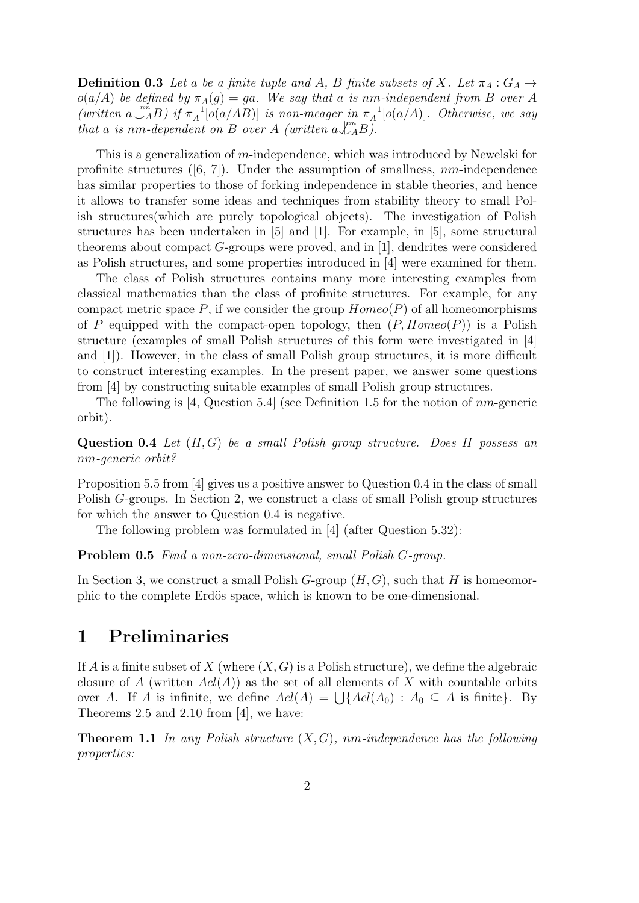**Definition 0.3** *Let $a$ be a finite tuple and $A$, $B$ finite subsets of $X$. Let $\pi_A : G_A \to o(a/A)$ be defined by $\pi_A(g) = ga$. We say that $a$ is nm-independent from $B$ over $A$ (written $a \mathop{\smile\!\!\!\!\!\mid}^{nm}_A B$) if $\pi_A^{-1}[o(a/AB)]$ is non-meager in $\pi_A^{-1}[o(a/A)]$. Otherwise, we say that $a$ is nm-dependent on $B$ over $A$ (written $a \not\mathop{\smile\!\!\!\!\!\mid}^{nm}_A B$).*

This is a generalization of $m$-independence, which was introduced by Newelski for profinite structures ([6, 7]). Under the assumption of smallness, $nm$-independence has similar properties to those of forking independence in stable theories, and hence it allows to transfer some ideas and techniques from stability theory to small Polish structures(which are purely topological objects). The investigation of Polish structures has been undertaken in [5] and [1]. For example, in [5], some structural theorems about compact $G$-groups were proved, and in [1], dendrites were considered as Polish structures, and some properties introduced in [4] were examined for them.

The class of Polish structures contains many more interesting examples from classical mathematics than the class of profinite structures. For example, for any compact metric space $P$, if we consider the group $Homeo(P)$ of all homeomorphisms of $P$ equipped with the compact-open topology, then $(P, Homeo(P))$ is a Polish structure (examples of small Polish structures of this form were investigated in [4] and [1]). However, in the class of small Polish group structures, it is more difficult to construct interesting examples. In the present paper, we answer some questions from [4] by constructing suitable examples of small Polish group structures.

The following is [4, Question 5.4] (see Definition 1.5 for the notion of $nm$-generic orbit).

**Question 0.4** *Let $(H, G)$ be a small Polish group structure. Does $H$ possess an nm-generic orbit?*

Proposition 5.5 from [4] gives us a positive answer to Question 0.4 in the class of small Polish $G$-groups. In Section 2, we construct a class of small Polish group structures for which the answer to Question 0.4 is negative.

The following problem was formulated in [4] (after Question 5.32):

**Problem 0.5** *Find a non-zero-dimensional, small Polish G-group.*

In Section 3, we construct a small Polish $G$-group $(H, G)$, such that $H$ is homeomorphic to the complete Erdös space, which is known to be one-dimensional.

# 1 Preliminaries

If $A$ is a finite subset of $X$ (where $(X, G)$ is a Polish structure), we define the algebraic closure of $A$ (written $Acl(A)$) as the set of all elements of $X$ with countable orbits over $A$. If $A$ is infinite, we define $Acl(A) = \bigcup\{Acl(A_0) : A_0 \subseteq A \text{ is finite}\}$. By Theorems 2.5 and 2.10 from [4], we have:

**Theorem 1.1** *In any Polish structure $(X, G)$, nm-independence has the following properties:*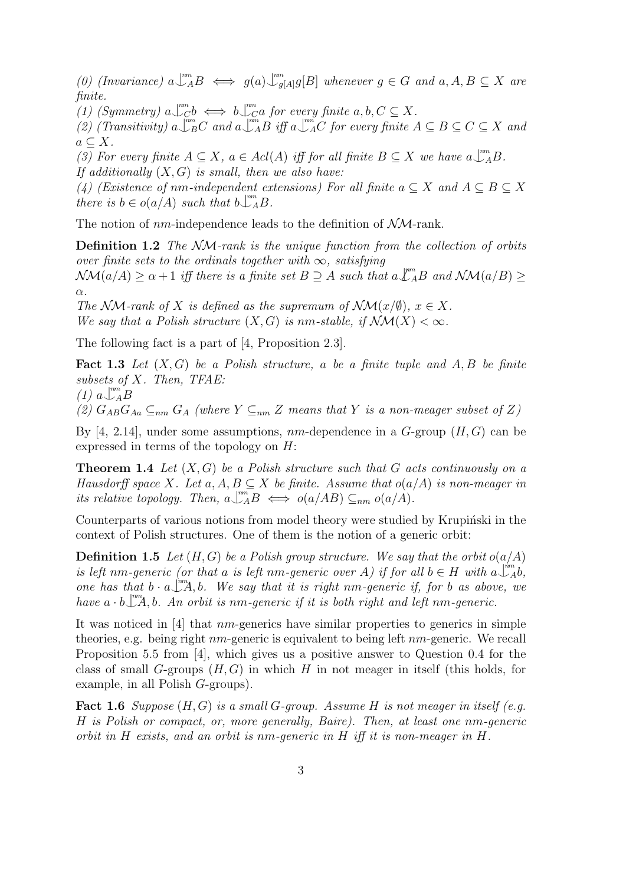*(0) (Invariance)* $a \mathop{\smile\!\!\!\!\!\!\mid}\limits^{nm}_A B \iff g(a) \mathop{\smile\!\!\!\!\!\!\mid}\limits^{nm}_{g[A]} g[B]$ *whenever* $g \in G$ *and* $a, A, B \subseteq X$ *are finite.*

*(1) (Symmetry)* $a \mathop{\smile\!\!\!\!\!\!\mid}\limits^{nm}_C b \iff b \mathop{\smile\!\!\!\!\!\!\mid}\limits^{nm}_C a$ *for every finite* $a, b, C \subseteq X$.

*(2) (Transitivity)* $a \mathop{\smile\!\!\!\!\!\!\mid}\limits^{nm}_B C$ *and* $a \mathop{\smile\!\!\!\!\!\!\mid}\limits^{nm}_A B$ *iff* $a \mathop{\smile\!\!\!\!\!\!\mid}\limits^{nm}_A C$ *for every finite* $A \subseteq B \subseteq C \subseteq X$ *and* $a \subseteq X$.

*(3) For every finite* $A \subseteq X$, $a \in Acl(A)$ *iff for all finite* $B \subseteq X$ *we have* $a \mathop{\smile\!\!\!\!\!\!\mid}\limits^{nm}_A B$.

*If additionally* $(X, G)$ *is small, then we also have:*

*(4) (Existence of nm-independent extensions) For all finite* $a \subseteq X$ *and* $A \subseteq B \subseteq X$ *there is* $b \in o(a/A)$ *such that* $b \mathop{\smile\!\!\!\!\!\!\mid}\limits^{nm}_A B$.

The notion of $nm$-independence leads to the definition of $\mathcal{NM}$-rank.

**Definition 1.2** *The* $\mathcal{NM}$*-rank is the unique function from the collection of orbits over finite sets to the ordinals together with* $\infty$*, satisfying*
$\mathcal{NM}(a/A) \geq \alpha + 1$ *iff there is a finite set* $B \supseteq A$ *such that* $a \not\mathop{\smile\!\!\!\!\!\!\mid}\limits^{nm}_A B$ *and* $\mathcal{NM}(a/B) \geq \alpha$.
*The* $\mathcal{NM}$*-rank of* $X$ *is defined as the supremum of* $\mathcal{NM}(x/\emptyset)$, $x \in X$.
*We say that a Polish structure* $(X, G)$ *is nm-stable, if* $\mathcal{NM}(X) < \infty$.

The following fact is a part of [4, Proposition 2.3].

**Fact 1.3** *Let* $(X, G)$ *be a Polish structure,* $a$ *be a finite tuple and* $A, B$ *be finite subsets of* $X$*. Then, TFAE:*
*(1)* $a \mathop{\smile\!\!\!\!\!\!\mid}\limits^{nm}_A B$
*(2)* $G_{AB} G_{Aa} \subseteq_{nm} G_A$ *(where* $Y \subseteq_{nm} Z$ *means that* $Y$ *is a non-meager subset of* $Z$*)*

By [4, 2.14], under some assumptions, $nm$-dependence in a $G$-group $(H, G)$ can be expressed in terms of the topology on $H$:

**Theorem 1.4** *Let* $(X, G)$ *be a Polish structure such that* $G$ *acts continuously on a Hausdorff space* $X$*. Let* $a, A, B \subseteq X$ *be finite. Assume that* $o(a/A)$ *is non-meager in its relative topology. Then,* $a \mathop{\smile\!\!\!\!\!\!\mid}\limits^{nm}_A B \iff o(a/AB) \subseteq_{nm} o(a/A)$.

Counterparts of various notions from model theory were studied by Krupiński in the context of Polish structures. One of them is the notion of a generic orbit:

**Definition 1.5** *Let* $(H, G)$ *be a Polish group structure. We say that the orbit* $o(a/A)$ *is left nm-generic (or that* $a$ *is left nm-generic over* $A$*) if for all* $b \in H$ *with* $a \mathop{\smile\!\!\!\!\!\!\mid}\limits^{nm}_A b$*, one has that* $b \cdot a \mathop{\smile\!\!\!\!\!\!\mid}\limits^{nm} A, b$*. We say that it is right nm-generic if, for* $b$ *as above, we have* $a \cdot b \mathop{\smile\!\!\!\!\!\!\mid}\limits^{nm} A, b$*. An orbit is nm-generic if it is both right and left nm-generic.*

It was noticed in [4] that $nm$-generics have similar properties to generics in simple theories, e.g. being right $nm$-generic is equivalent to being left $nm$-generic. We recall Proposition 5.5 from [4], which gives us a positive answer to Question 0.4 for the class of small $G$-groups $(H, G)$ in which $H$ in not meager in itself (this holds, for example, in all Polish $G$-groups).

**Fact 1.6** *Suppose* $(H, G)$ *is a small* $G$*-group. Assume* $H$ *is not meager in itself (e.g.* $H$ *is Polish or compact, or, more generally, Baire). Then, at least one nm-generic orbit in* $H$ *exists, and an orbit is nm-generic in* $H$ *iff it is non-meager in* $H$*.*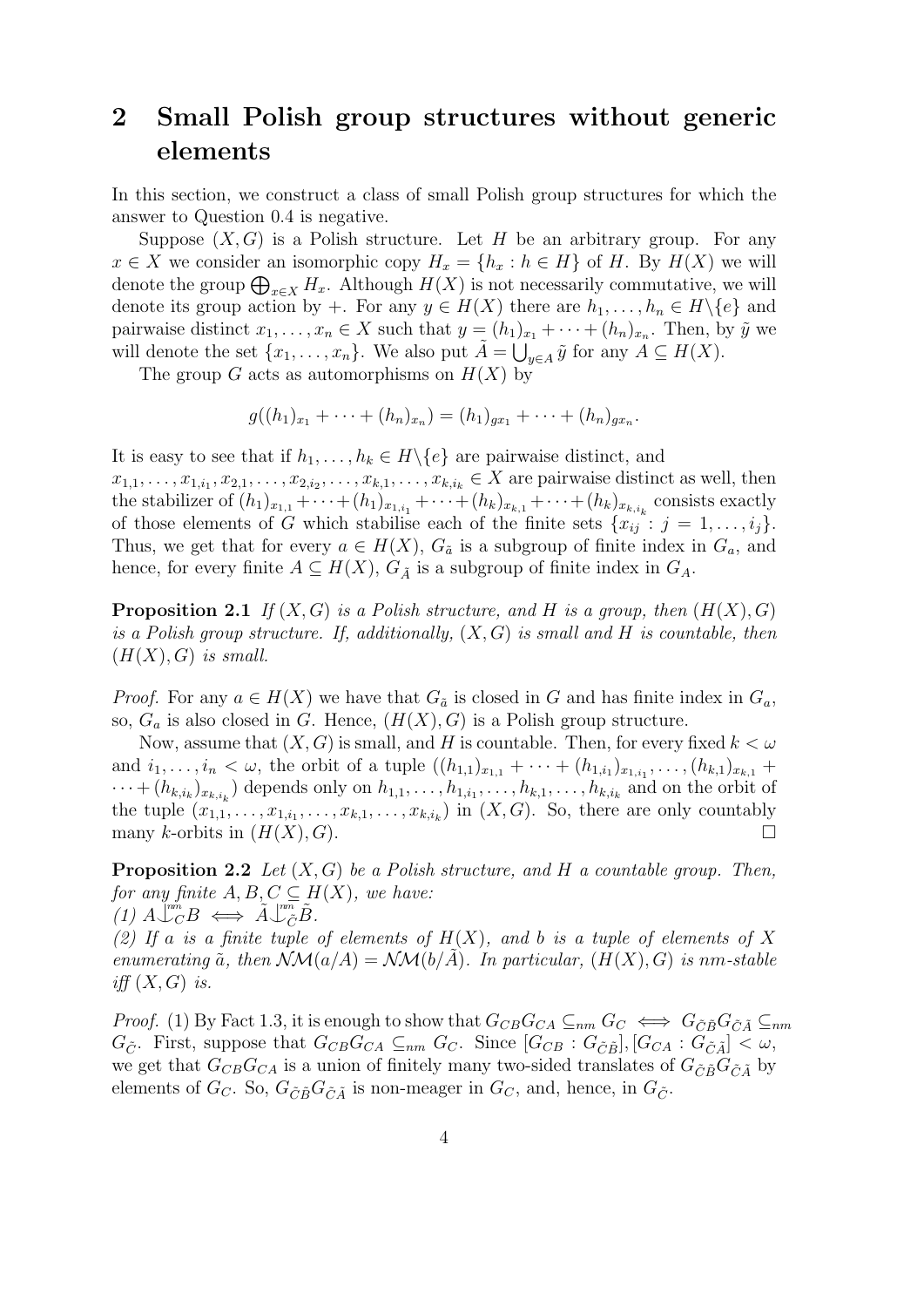## 2 Small Polish group structures without generic elements

In this section, we construct a class of small Polish group structures for which the answer to Question 0.4 is negative.

Suppose $(X, G)$ is a Polish structure. Let $H$ be an arbitrary group. For any $x \in X$ we consider an isomorphic copy $H_x = \{h_x : h \in H\}$ of $H$. By $H(X)$ we will denote the group $\bigoplus_{x \in X} H_x$. Although $H(X)$ is not necessarily commutative, we will denote its group action by $+$. For any $y \in H(X)$ there are $h_1, \dots, h_n \in H \backslash \{e\}$ and pairwise distinct $x_1, \dots, x_n \in X$ such that $y = (h_1)_{x_1} + \dots + (h_n)_{x_n}$. Then, by $\tilde{y}$ we will denote the set $\{x_1, \dots, x_n\}$. We also put $\tilde{A} = \bigcup_{y \in A} \tilde{y}$ for any $A \subseteq H(X)$.

The group $G$ acts as automorphisms on $H(X)$ by

$$g((h_1)_{x_1} + \dots + (h_n)_{x_n}) = (h_1)_{gx_1} + \dots + (h_n)_{gx_n}.$$

It is easy to see that if $h_1, \dots, h_k \in H \backslash \{e\}$ are pairwise distinct, and $x_{1,1}, \dots, x_{1,i_1}, x_{2,1}, \dots, x_{2,i_2}, \dots, x_{k,1}, \dots, x_{k,i_k} \in X$ are pairwise distinct as well, then the stabilizer of $(h_1)_{x_{1,1}} + \dots + (h_1)_{x_{1,i_1}} + \dots + (h_k)_{x_{k,1}} + \dots + (h_k)_{x_{k,i_k}}$ consists exactly of those elements of $G$ which stabilise each of the finite sets $\{x_{ij} : j = 1, \dots, i_j\}$. Thus, we get that for every $a \in H(X)$, $G_{\tilde{a}}$ is a subgroup of finite index in $G_a$, and hence, for every finite $A \subseteq H(X)$, $G_{\tilde{A}}$ is a subgroup of finite index in $G_A$.

**Proposition 2.1** *If $(X, G)$ is a Polish structure, and $H$ is a group, then $(H(X), G)$ is a Polish group structure. If, additionally, $(X, G)$ is small and $H$ is countable, then $(H(X), G)$ is small.*

*Proof.* For any $a \in H(X)$ we have that $G_{\tilde{a}}$ is closed in $G$ and has finite index in $G_a$, so, $G_a$ is also closed in $G$. Hence, $(H(X), G)$ is a Polish group structure.

Now, assume that $(X, G)$ is small, and $H$ is countable. Then, for every fixed $k < \omega$ and $i_1, \dots, i_n < \omega$, the orbit of a tuple $((h_{1,1})_{x_{1,1}} + \dots + (h_{1,i_1})_{x_{1,i_1}}, \dots, (h_{k,1})_{x_{k,1}} + \dots + (h_{k,i_k})_{x_{k,i_k}})$ depends only on $h_{1,1}, \dots, h_{1,i_1}, \dots, h_{k,1}, \dots, h_{k,i_k}$ and on the orbit of the tuple $(x_{1,1}, \dots, x_{1,i_1}, \dots, x_{k,1}, \dots, x_{k,i_k})$ in $(X, G)$. So, there are only countably many $k$-orbits in $(H(X), G)$. $\square$

**Proposition 2.2** *Let $(X, G)$ be a Polish structure, and $H$ a countable group. Then, for any finite $A, B, C \subseteq H(X)$, we have:*
*(1) $A \mathop{\smile\!\!\!\!\!\!\mid}^{nm}_C B \iff \tilde{A} \mathop{\smile\!\!\!\!\!\!\mid}^{nm}_{\tilde{C}} \tilde{B}$.*
*(2) If $a$ is a finite tuple of elements of $H(X)$, and $b$ is a tuple of elements of $X$ enumerating $\tilde{a}$, then $\mathcal{NM}(a/A) = \mathcal{NM}(b/\tilde{A})$. In particular, $(H(X), G)$ is nm-stable iff $(X, G)$ is.*

*Proof.* (1) By Fact 1.3, it is enough to show that $G_{CB}G_{CA} \subseteq_{nm} G_C \iff G_{\tilde{C}\tilde{B}}G_{\tilde{C}\tilde{A}} \subseteq_{nm} G_{\tilde{C}}$. First, suppose that $G_{CB}G_{CA} \subseteq_{nm} G_C$. Since $[G_{CB} : G_{\tilde{C}\tilde{B}}], [G_{CA} : G_{\tilde{C}\tilde{A}}] < \omega$, we get that $G_{CB}G_{CA}$ is a union of finitely many two-sided translates of $G_{\tilde{C}\tilde{B}}G_{\tilde{C}\tilde{A}}$ by elements of $G_C$. So, $G_{\tilde{C}\tilde{B}}G_{\tilde{C}\tilde{A}}$ is non-meager in $G_C$, and, hence, in $G_{\tilde{C}}$.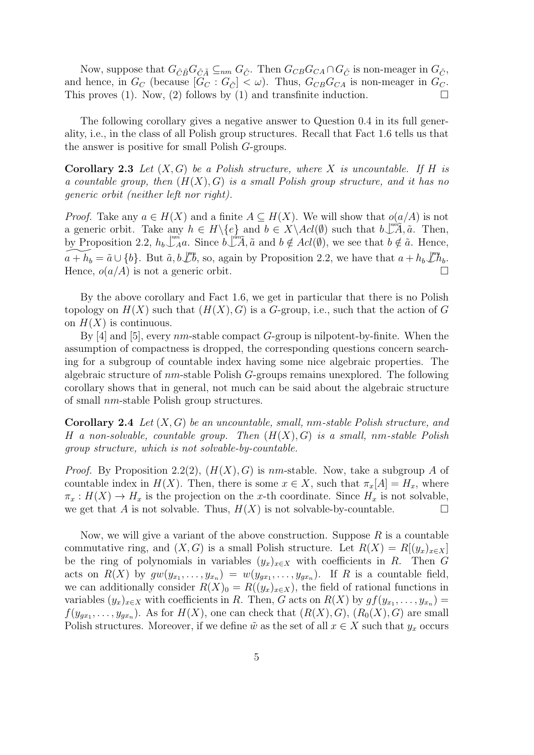Now, suppose that $G_{\tilde{C}\tilde{B}}G_{\tilde{C}\tilde{A}} \subseteq_{nm} G_{\tilde{C}}$. Then $G_{CB}G_{CA} \cap G_{\tilde{C}}$ is non-meager in $G_{\tilde{C}}$, and hence, in $G_C$ (because $[G_C : G_{\tilde{C}}] < \omega$). Thus, $G_{CB}G_{CA}$ is non-meager in $G_C$. This proves (1). Now, (2) follows by (1) and transfinite induction. $\square$

The following corollary gives a negative answer to Question 0.4 in its full generality, i.e., in the class of all Polish group structures. Recall that Fact 1.6 tells us that the answer is positive for small Polish $G$-groups.

**Corollary 2.3** *Let $(X, G)$ be a Polish structure, where $X$ is uncountable. If $H$ is a countable group, then $(H(X), G)$ is a small Polish group structure, and it has no generic orbit (neither left nor right).*

*Proof.* Take any $a \in H(X)$ and a finite $A \subseteq H(X)$. We will show that $o(a/A)$ is not a generic orbit. Take any $h \in H \setminus \{e\}$ and $b \in X \setminus Acl(\emptyset)$ such that $b \mathop{\smile\hspace{-0.9em}\mid\hspace{0.5em}}^{nm} \tilde{A}, \tilde{a}$. Then, by Proposition 2.2, $h_b \mathop{\smile\hspace{-0.9em}\mid\hspace{0.5em}}^{nm}_A a$. Since $b \mathop{\smile\hspace{-0.9em}\mid\hspace{0.5em}}^{nm} \tilde{A}, \tilde{a}$ and $b \notin Acl(\emptyset)$, we see that $b \notin \tilde{a}$. Hence, $\widetilde{a + h_b} = \tilde{a} \cup \{b\}$. But $\tilde{a}, b \not\mathop{\smile\hspace{-0.9em}\mid\hspace{0.5em}}^{nm} b$, so, again by Proposition 2.2, we have that $a + h_b \not\mathop{\smile\hspace{-0.9em}\mid\hspace{0.5em}}^{nm} h_b$. Hence, $o(a/A)$ is not a generic orbit. $\square$

By the above corollary and Fact 1.6, we get in particular that there is no Polish topology on $H(X)$ such that $(H(X), G)$ is a $G$-group, i.e., such that the action of $G$ on $H(X)$ is continuous.

By [4] and [5], every $nm$-stable compact $G$-group is nilpotent-by-finite. When the assumption of compactness is dropped, the corresponding questions concern searching for a subgroup of countable index having some nice algebraic properties. The algebraic structure of $nm$-stable Polish $G$-groups remains unexplored. The following corollary shows that in general, not much can be said about the algebraic structure of small $nm$-stable Polish group structures.

**Corollary 2.4** *Let $(X, G)$ be an uncountable, small, $nm$-stable Polish structure, and $H$ a non-solvable, countable group. Then $(H(X), G)$ is a small, $nm$-stable Polish group structure, which is not solvable-by-countable.*

*Proof.* By Proposition 2.2(2), $(H(X), G)$ is $nm$-stable. Now, take a subgroup $A$ of countable index in $H(X)$. Then, there is some $x \in X$, such that $\pi_x[A] = H_x$, where $\pi_x : H(X) \to H_x$ is the projection on the $x$-th coordinate. Since $H_x$ is not solvable, we get that $A$ is not solvable. Thus, $H(X)$ is not solvable-by-countable. $\square$

Now, we will give a variant of the above construction. Suppose $R$ is a countable commutative ring, and $(X, G)$ is a small Polish structure. Let $R(X) = R[(y_x)_{x \in X}]$ be the ring of polynomials in variables $(y_x)_{x \in X}$ with coefficients in $R$. Then $G$ acts on $R(X)$ by $gw(y_{x_1}, \ldots, y_{x_n}) = w(y_{gx_1}, \ldots, y_{gx_n})$. If $R$ is a countable field, we can additionally consider $R(X)_0 = R((y_x)_{x \in X})$, the field of rational functions in variables $(y_x)_{x \in X}$ with coefficients in $R$. Then, $G$ acts on $R(X)$ by $gf(y_{x_1}, \ldots, y_{x_n}) = f(y_{gx_1}, \ldots, y_{gx_n})$. As for $H(X)$, one can check that $(R(X), G)$, $(R_0(X), G)$ are small Polish structures. Moreover, if we define $\tilde{w}$ as the set of all $x \in X$ such that $y_x$ occurs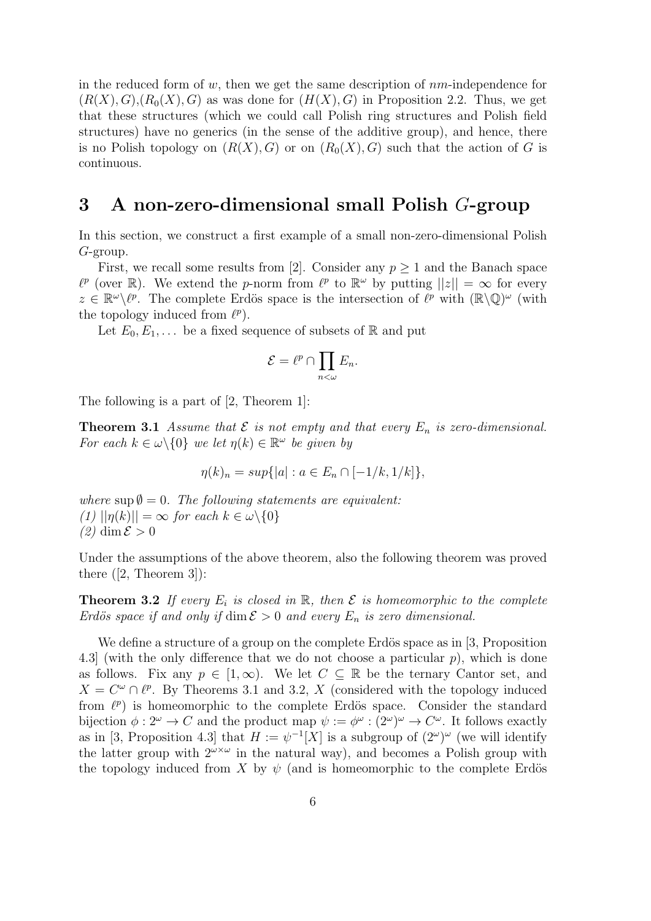in the reduced form of $w$, then we get the same description of $nm$-independence for $(R(X), G)$,$(R_0(X), G)$ as was done for $(H(X), G)$ in Proposition 2.2. Thus, we get that these structures (which we could call Polish ring structures and Polish field structures) have no generics (in the sense of the additive group), and hence, there is no Polish topology on $(R(X), G)$ or on $(R_0(X), G)$ such that the action of $G$ is continuous.

# 3 A non-zero-dimensional small Polish $G$-group

In this section, we construct a first example of a small non-zero-dimensional Polish $G$-group.

First, we recall some results from [2]. Consider any $p \geq 1$ and the Banach space $\ell^p$ (over $\mathbb{R}$). We extend the $p$-norm from $\ell^p$ to $\mathbb{R}^\omega$ by putting $||z|| = \infty$ for every $z \in \mathbb{R}^\omega \setminus \ell^p$. The complete Erdös space is the intersection of $\ell^p$ with $(\mathbb{R} \setminus \mathbb{Q})^\omega$ (with the topology induced from $\ell^p$).

Let $E_0, E_1, \dots$ be a fixed sequence of subsets of $\mathbb{R}$ and put

$$\mathcal{E} = \ell^p \cap \prod_{n<\omega} E_n.$$

The following is a part of [2, Theorem 1]:

**Theorem 3.1** *Assume that $\mathcal{E}$ is not empty and that every $E_n$ is zero-dimensional. For each $k \in \omega \setminus \{0\}$ we let $\eta(k) \in \mathbb{R}^\omega$ be given by*

$$\eta(k)_n = sup\{|a| : a \in E_n \cap [-1/k, 1/k]\},$$

*where $\sup \emptyset = 0$. The following statements are equivalent:*
*(1) $||\eta(k)|| = \infty$ for each $k \in \omega \setminus \{0\}$*
*(2) $\dim \mathcal{E} > 0$*

Under the assumptions of the above theorem, also the following theorem was proved there ([2, Theorem 3]):

**Theorem 3.2** *If every $E_i$ is closed in $\mathbb{R}$, then $\mathcal{E}$ is homeomorphic to the complete Erdös space if and only if $\dim \mathcal{E} > 0$ and every $E_n$ is zero dimensional.*

We define a structure of a group on the complete Erdös space as in [3, Proposition 4.3] (with the only difference that we do not choose a particular $p$), which is done as follows. Fix any $p \in [1, \infty)$. We let $C \subseteq \mathbb{R}$ be the ternary Cantor set, and $X = C^\omega \cap \ell^p$. By Theorems 3.1 and 3.2, $X$ (considered with the topology induced from $\ell^p$) is homeomorphic to the complete Erdös space. Consider the standard bijection $\phi : 2^\omega \to C$ and the product map $\psi := \phi^\omega : (2^\omega)^\omega \to C^\omega$. It follows exactly as in [3, Proposition 4.3] that $H := \psi^{-1}[X]$ is a subgroup of $(2^\omega)^\omega$ (we will identify the latter group with $2^{\omega \times \omega}$ in the natural way), and becomes a Polish group with the topology induced from $X$ by $\psi$ (and is homeomorphic to the complete Erdös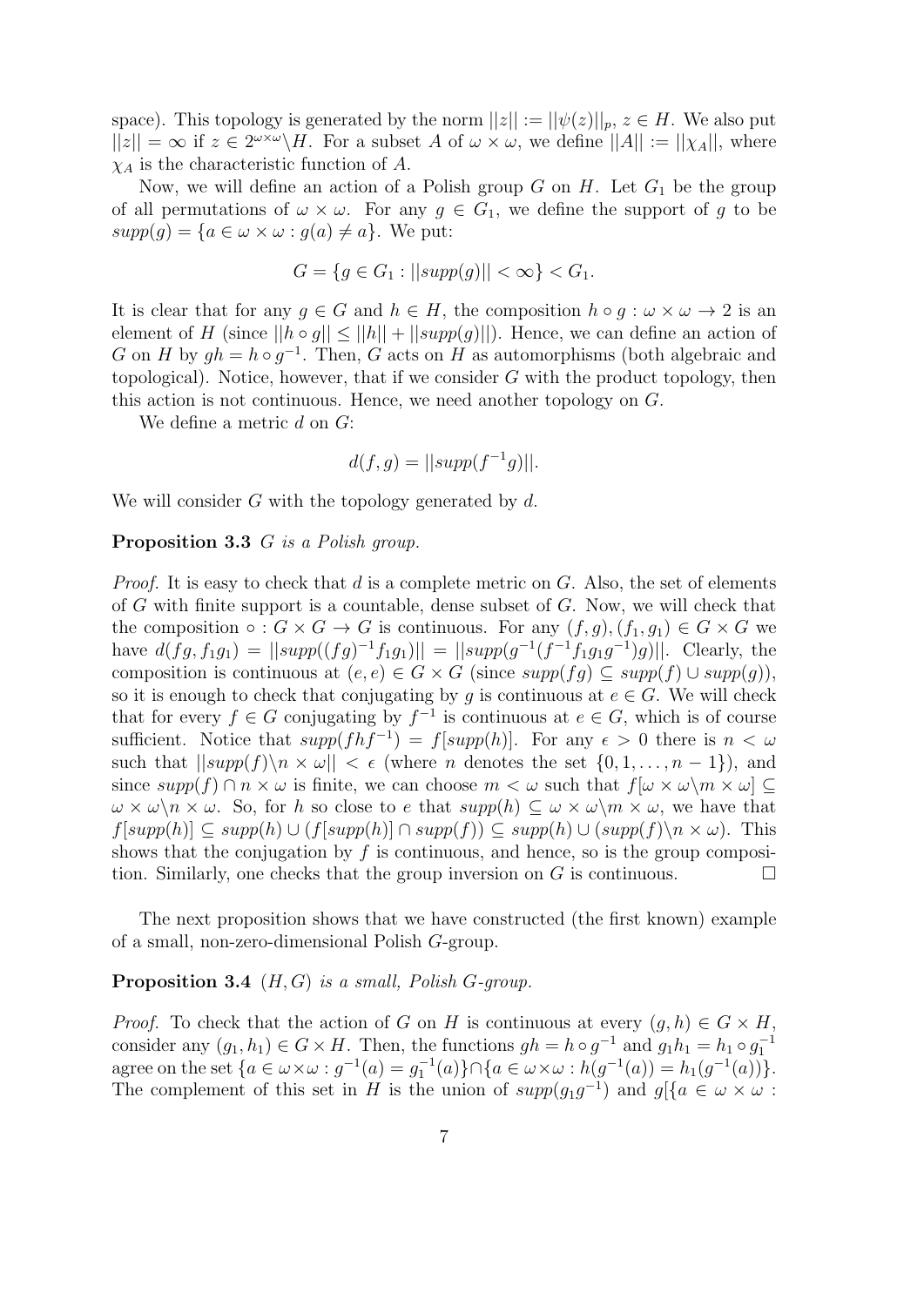space). This topology is generated by the norm $||z|| := ||\psi(z)||_p$, $z \in H$. We also put $||z|| = \infty$ if $z \in 2^{\omega\times\omega}\backslash H$. For a subset $A$ of $\omega \times \omega$, we define $||A|| := ||\chi_A||$, where $\chi_A$ is the characteristic function of $A$.

Now, we will define an action of a Polish group $G$ on $H$. Let $G_1$ be the group of all permutations of $\omega \times \omega$. For any $g \in G_1$, we define the support of $g$ to be $supp(g) = \{a \in \omega \times \omega : g(a) \neq a\}$. We put:

$$G = \{g \in G_1 : ||supp(g)|| < \infty\} < G_1.$$

It is clear that for any $g \in G$ and $h \in H$, the composition $h \circ g : \omega \times \omega \to 2$ is an element of $H$ (since $||h \circ g|| \leq ||h|| + ||supp(g)||$). Hence, we can define an action of $G$ on $H$ by $gh = h \circ g^{-1}$. Then, $G$ acts on $H$ as automorphisms (both algebraic and topological). Notice, however, that if we consider $G$ with the product topology, then this action is not continuous. Hence, we need another topology on $G$.

We define a metric $d$ on $G$:

$$d(f, g) = ||supp(f^{-1}g)||.$$

We will consider $G$ with the topology generated by $d$.

**Proposition 3.3** *$G$ is a Polish group.*

*Proof.* It is easy to check that $d$ is a complete metric on $G$. Also, the set of elements of $G$ with finite support is a countable, dense subset of $G$. Now, we will check that the composition $\circ : G \times G \to G$ is continuous. For any $(f, g), (f_1, g_1) \in G \times G$ we have $d(fg, f_1g_1) = ||supp((fg)^{-1}f_1g_1)|| = ||supp(g^{-1}(f^{-1}f_1g_1g^{-1})g)||$. Clearly, the composition is continuous at $(e, e) \in G \times G$ (since $supp(fg) \subseteq supp(f) \cup supp(g)$), so it is enough to check that conjugating by $g$ is continuous at $e \in G$. We will check that for every $f \in G$ conjugating by $f^{-1}$ is continuous at $e \in G$, which is of course sufficient. Notice that $supp(fhf^{-1}) = f[supp(h)]$. For any $\epsilon > 0$ there is $n < \omega$ such that $||supp(f)\backslash n \times \omega|| < \epsilon$ (where $n$ denotes the set $\{0, 1, \ldots, n-1\}$), and since $supp(f) \cap n \times \omega$ is finite, we can choose $m < \omega$ such that $f[\omega \times \omega\backslash m \times \omega] \subseteq \omega \times \omega\backslash n \times \omega$. So, for $h$ so close to $e$ that $supp(h) \subseteq \omega \times \omega\backslash m \times \omega$, we have that $f[supp(h)] \subseteq supp(h) \cup (f[supp(h)] \cap supp(f)) \subseteq supp(h) \cup (supp(f)\backslash n \times \omega)$. This shows that the conjugation by $f$ is continuous, and hence, so is the group composition. Similarly, one checks that the group inversion on $G$ is continuous. $\square$

The next proposition shows that we have constructed (the first known) example of a small, non-zero-dimensional Polish $G$-group.

**Proposition 3.4** *$(H, G)$ is a small, Polish $G$-group.*

*Proof.* To check that the action of $G$ on $H$ is continuous at every $(g, h) \in G \times H$, consider any $(g_1, h_1) \in G \times H$. Then, the functions $gh = h \circ g^{-1}$ and $g_1h_1 = h_1 \circ g_1^{-1}$ agree on the set $\{a \in \omega\times\omega : g^{-1}(a) = g_1^{-1}(a)\} \cap \{a \in \omega\times\omega : h(g^{-1}(a)) = h_1(g^{-1}(a))\}$. The complement of this set in $H$ is the union of $supp(g_1g^{-1})$ and $g[\{a \in \omega \times \omega :$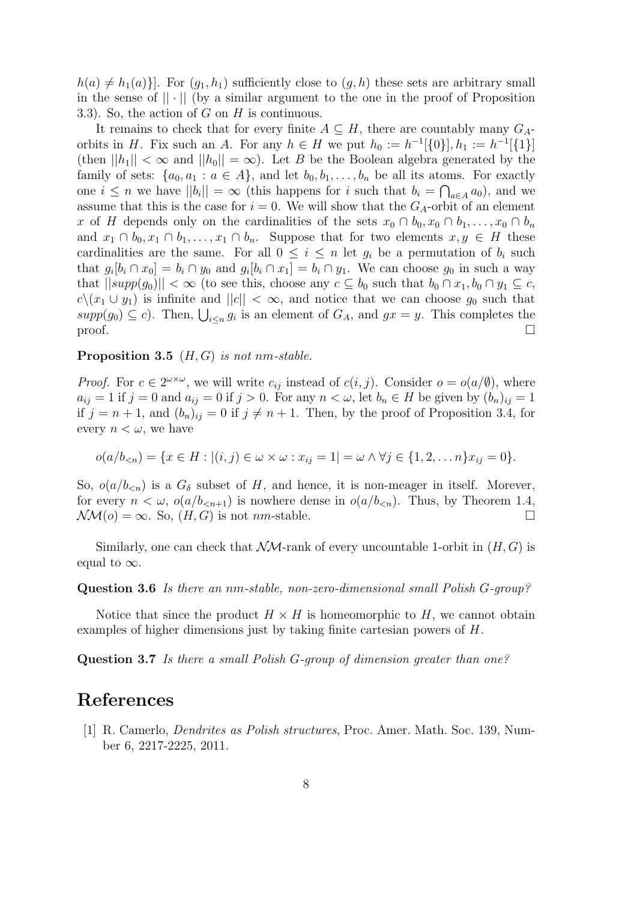$h(a) \neq h_1(a)\}]$. For $(g_1, h_1)$ sufficiently close to $(g, h)$ these sets are arbitrary small in the sense of $|| \cdot ||$ (by a similar argument to the one in the proof of Proposition 3.3). So, the action of $G$ on $H$ is continuous.

It remains to check that for every finite $A \subseteq H$, there are countably many $G_A$-orbits in $H$. Fix such an $A$. For any $h \in H$ we put $h_0 := h^{-1}[\{0\}], h_1 := h^{-1}[\{1\}]$ (then $||h_1|| < \infty$ and $||h_0|| = \infty$). Let $B$ be the Boolean algebra generated by the family of sets: $\{a_0, a_1 : a \in A\}$, and let $b_0, b_1, \dots, b_n$ be all its atoms. For exactly one $i \leq n$ we have $||b_i|| = \infty$ (this happens for $i$ such that $b_i = \bigcap_{a \in A} a_0$), and we assume that this is the case for $i = 0$. We will show that the $G_A$-orbit of an element $x$ of $H$ depends only on the cardinalities of the sets $x_0 \cap b_0, x_0 \cap b_1, \dots, x_0 \cap b_n$ and $x_1 \cap b_0, x_1 \cap b_1, \dots, x_1 \cap b_n$. Suppose that for two elements $x, y \in H$ these cardinalities are the same. For all $0 \leq i \leq n$ let $g_i$ be a permutation of $b_i$ such that $g_i[b_i \cap x_0] = b_i \cap y_0$ and $g_i[b_i \cap x_1] = b_i \cap y_1$. We can choose $g_0$ in such a way that $||supp(g_0)|| < \infty$ (to see this, choose any $c \subseteq b_0$ such that $b_0 \cap x_1, b_0 \cap y_1 \subseteq c$, $c \backslash (x_1 \cup y_1)$ is infinite and $||c|| < \infty$, and notice that we can choose $g_0$ such that $supp(g_0) \subseteq c$). Then, $\bigcup_{i \leq n} g_i$ is an element of $G_A$, and $gx = y$. This completes the proof. $\square$

**Proposition 3.5** *$(H, G)$ is not nm-stable.*

*Proof.* For $c \in 2^{\omega \times \omega}$, we will write $c_{ij}$ instead of $c(i, j)$. Consider $o = o(a/\emptyset)$, where $a_{ij} = 1$ if $j = 0$ and $a_{ij} = 0$ if $j > 0$. For any $n < \omega$, let $b_n \in H$ be given by $(b_n)_{ij} = 1$ if $j = n + 1$, and $(b_n)_{ij} = 0$ if $j \neq n + 1$. Then, by the proof of Proposition 3.4, for every $n < \omega$, we have

$$o(a/b_{<n}) = \{x \in H : |(i, j) \in \omega \times \omega : x_{ij} = 1| = \omega \wedge \forall j \in \{1, 2, \dots n\} x_{ij} = 0\}.$$

So, $o(a/b_{<n})$ is a $G_\delta$ subset of $H$, and hence, it is non-meager in itself. Morever, for every $n < \omega$, $o(a/b_{<n+1})$ is nowhere dense in $o(a/b_{<n})$. Thus, by Theorem 1.4, $\mathcal{NM}(o) = \infty$. So, $(H, G)$ is not *nm*-stable. $\square$

Similarly, one can check that $\mathcal{NM}$-rank of every uncountable 1-orbit in $(H, G)$ is equal to $\infty$.

**Question 3.6** *Is there an nm-stable, non-zero-dimensional small Polish G-group?*

Notice that since the product $H \times H$ is homeomorphic to $H$, we cannot obtain examples of higher dimensions just by taking finite cartesian powers of $H$.

**Question 3.7** *Is there a small Polish G-group of dimension greater than one?*

# References

[1] R. Camerlo, *Dendrites as Polish structures*, Proc. Amer. Math. Soc. 139, Number 6, 2217-2225, 2011.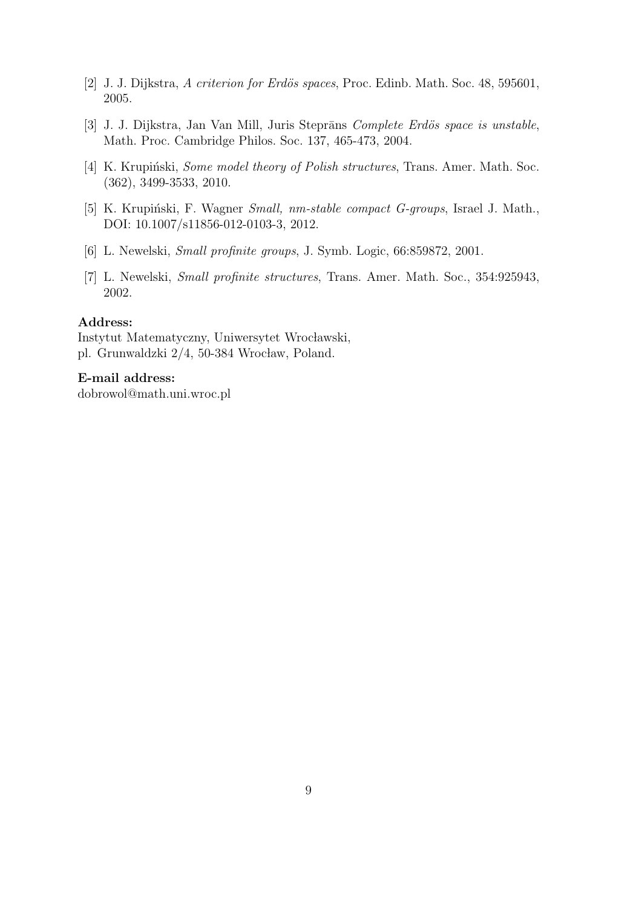[2] J. J. Dijkstra, *A criterion for Erdös spaces*, Proc. Edinb. Math. Soc. 48, 595601, 2005.

[3] J. J. Dijkstra, Jan Van Mill, Juris Steprāns *Complete Erdös space is unstable*, Math. Proc. Cambridge Philos. Soc. 137, 465-473, 2004.

[4] K. Krupiński, *Some model theory of Polish structures*, Trans. Amer. Math. Soc. (362), 3499-3533, 2010.

[5] K. Krupiński, F. Wagner *Small, nm-stable compact G-groups*, Israel J. Math., DOI: 10.1007/s11856-012-0103-3, 2012.

[6] L. Newelski, *Small profinite groups*, J. Symb. Logic, 66:859872, 2001.

[7] L. Newelski, *Small profinite structures*, Trans. Amer. Math. Soc., 354:925943, 2002.

**Address:**
Instytut Matematyczny, Uniwersytet Wrocławski,
pl. Grunwaldzki 2/4, 50-384 Wrocław, Poland.

**E-mail address:**
dobrowol@math.uni.wroc.pl